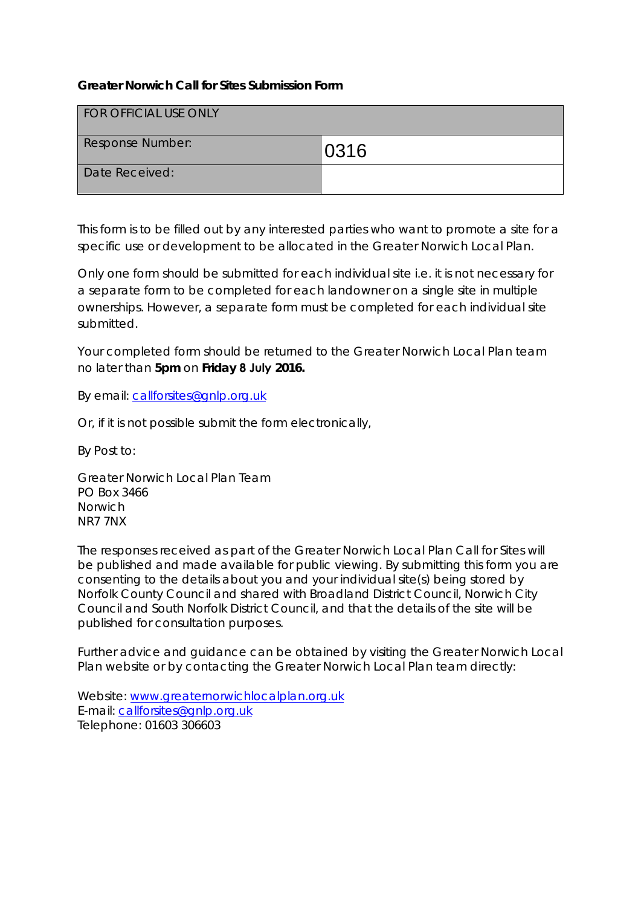**Greater Norwich Call for Sites Submission Form**

| FOR OFFICIAL USE ONLY | |
|---|---|
| Response Number: | 0316 |
| Date Received: | |

This form is to be filled out by any interested parties who want to promote a site for a specific use or development to be allocated in the Greater Norwich Local Plan.

Only one form should be submitted for each individual site i.e. it is not necessary for a separate form to be completed for each landowner on a single site in multiple ownerships. However, a separate form must be completed for each individual site submitted.

Your completed form should be returned to the Greater Norwich Local Plan team no later than **5pm** on **Friday 8 July 2016.**

By email: callforsites@gnlp.org.uk

Or, if it is not possible submit the form electronically,

By Post to:

Greater Norwich Local Plan Team
PO Box 3466
Norwich
NR7 7NX

The responses received as part of the Greater Norwich Local Plan Call for Sites will be published and made available for public viewing. By submitting this form you are consenting to the details about you and your individual site(s) being stored by Norfolk County Council and shared with Broadland District Council, Norwich City Council and South Norfolk District Council, and that the details of the site will be published for consultation purposes.

Further advice and guidance can be obtained by visiting the Greater Norwich Local Plan website or by contacting the Greater Norwich Local Plan team directly:

Website: www.greaternorwichlocalplan.org.uk
E-mail: callforsites@gnlp.org.uk
Telephone: 01603 306603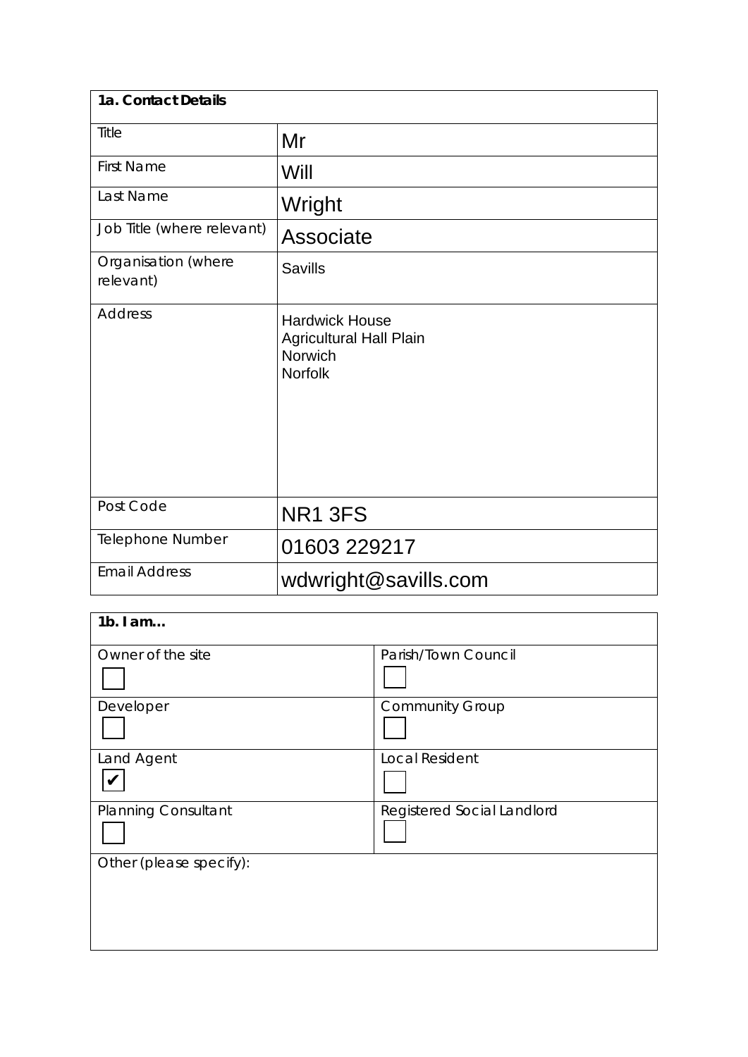| 1a. Contact Details | |
|---|---|
| Title | Mr |
| First Name | Will |
| Last Name | Wright |
| Job Title (where relevant) | Associate |
| Organisation (where relevant) | Savills |
| Address | Hardwick House<br>Agricultural Hall Plain<br>Norwich<br>Norfolk |
| Post Code | NR1 3FS |
| Telephone Number | 01603 229217 |
| Email Address | wdwright@savills.com |

| 1b. I am… | |
|---|---|
| Owner of the site ☐ | Parish/Town Council ☐ |
| Developer ☐ | Community Group ☐ |
| Land Agent ☑ | Local Resident ☐ |
| Planning Consultant ☐ | Registered Social Landlord ☐ |
| Other (please specify): | |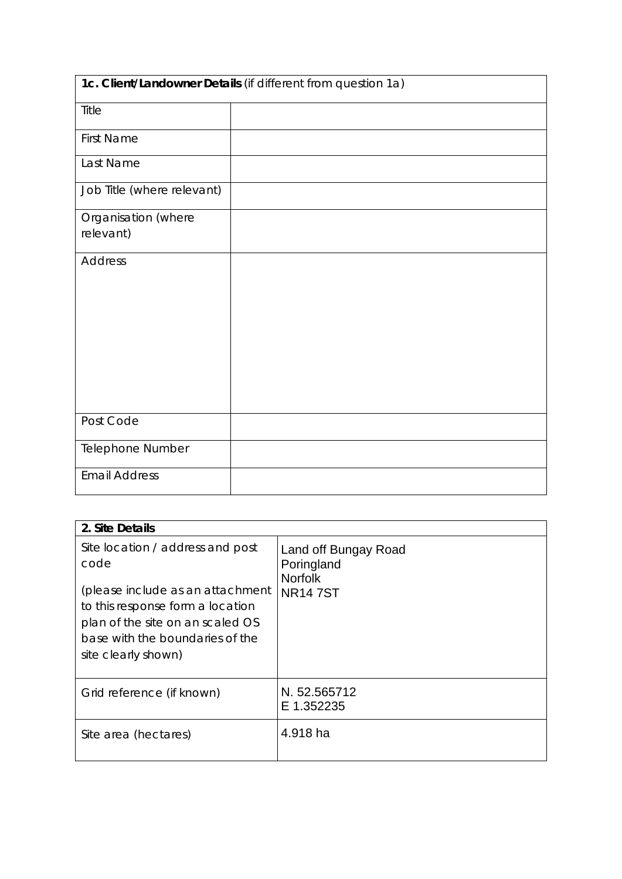| **1c. Client/Landowner Details** (if different from question 1a) | |
|---|---|
| Title | |
| First Name | |
| Last Name | |
| Job Title (where relevant) | |
| Organisation (where relevant) | |
| Address | |
| Post Code | |
| Telephone Number | |
| Email Address | |

| **2. Site Details** | |
|---|---|
| Site location / address and post code<br><br>(please include as an attachment to this response form a location plan of the site on an scaled OS base with the boundaries of the site clearly shown) | Land off Bungay Road<br>Poringland<br>Norfolk<br>NR14 7ST |
| Grid reference (if known) | N. 52.565712<br>E 1.352235 |
| Site area (hectares) | 4.918 ha |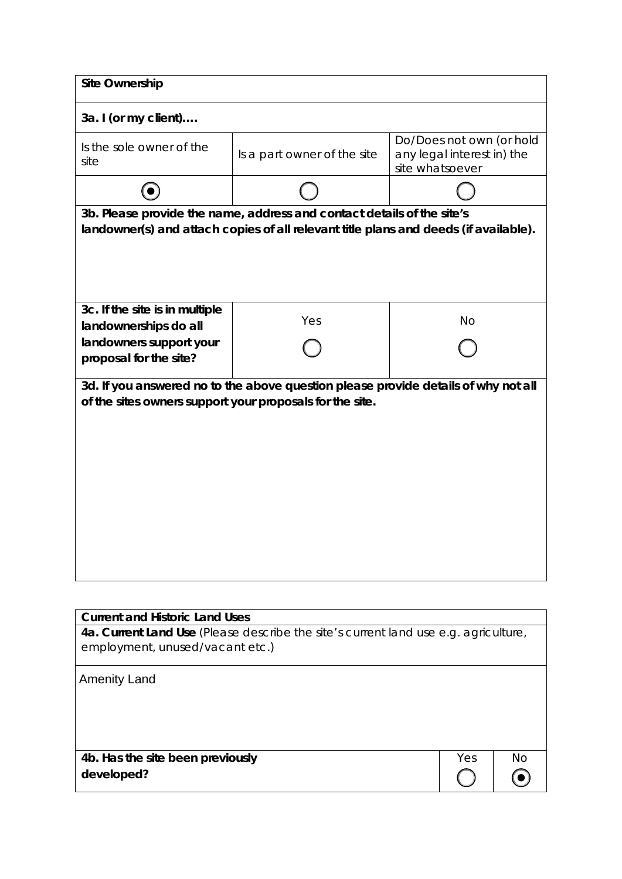## Site Ownership

**3a. I (or my client)….**

| Is the sole owner of the site | Is a part owner of the site | Do/Does not own (or hold any legal interest in) the site whatsoever |
|---|---|---|
| ◉ | ◯ | ◯ |

**3b. Please provide the name, address and contact details of the site's landowner(s) and attach copies of all relevant title plans and deeds (if available).**

| **3c. If the site is in multiple landownerships do all landowners support your proposal for the site?** | Yes | No |
|---|---|---|
| | ◯ | ◯ |

**3d. If you answered no to the above question please provide details of why not all of the sites owners support your proposals for the site.**

## Current and Historic Land Uses

**4a. Current Land Use** (Please describe the site's current land use e.g. agriculture, employment, unused/vacant etc.)

Amenity Land

| **4b. Has the site been previously developed?** | Yes | No |
|---|---|---|
| | ◯ | ◉ |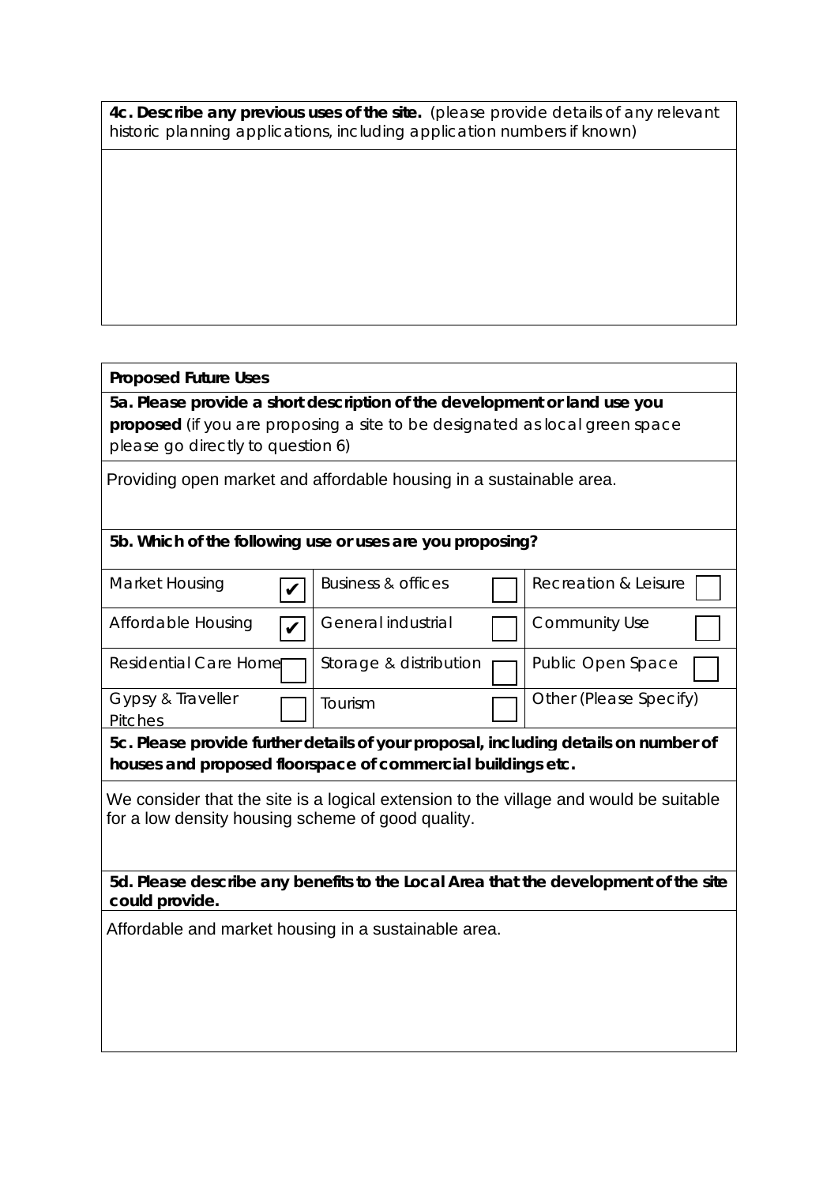**4c. Describe any previous uses of the site.** (please provide details of any relevant historic planning applications, including application numbers if known)

## Proposed Future Uses

**5a. Please provide a short description of the development or land use you proposed** (if you are proposing a site to be designated as local green space please go directly to question 6)

Providing open market and affordable housing in a sustainable area.

**5b. Which of the following use or uses are you proposing?**

| | | |
|---|---|---|
| Market Housing ☑ | Business & offices ☐ | Recreation & Leisure ☐ |
| Affordable Housing ☑ | General industrial ☐ | Community Use ☐ |
| Residential Care Home ☐ | Storage & distribution ☐ | Public Open Space ☐ |
| Gypsy & Traveller Pitches ☐ | Tourism ☐ | Other (Please Specify) |

**5c. Please provide further details of your proposal, including details on number of houses and proposed floorspace of commercial buildings etc.**

We consider that the site is a logical extension to the village and would be suitable for a low density housing scheme of good quality.

**5d. Please describe any benefits to the Local Area that the development of the site could provide.**

Affordable and market housing in a sustainable area.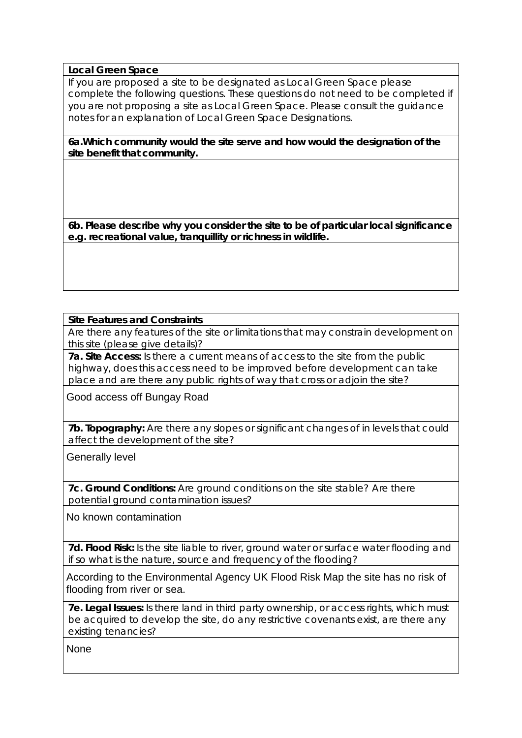| **Local Green Space** |
| --- |
| If you are proposed a site to be designated as Local Green Space please complete the following questions. These questions do not need to be completed if you are not proposing a site as Local Green Space. Please consult the guidance notes for an explanation of Local Green Space Designations. |
| **6a.Which community would the site serve and how would the designation of the site benefit that community.** |
| |
| **6b. Please describe why you consider the site to be of particular local significance e.g. recreational value, tranquillity or richness in wildlife.** |
| |

| **Site Features and Constraints** |
| --- |
| Are there any features of the site or limitations that may constrain development on this site (please give details)? |
| **7a. Site Access:** Is there a current means of access to the site from the public highway, does this access need to be improved before development can take place and are there any public rights of way that cross or adjoin the site? |
| Good access off Bungay Road |
| **7b. Topography:** Are there any slopes or significant changes of in levels that could affect the development of the site? |
| Generally level |
| **7c. Ground Conditions:** Are ground conditions on the site stable? Are there potential ground contamination issues? |
| No known contamination |
| **7d. Flood Risk:** Is the site liable to river, ground water or surface water flooding and if so what is the nature, source and frequency of the flooding? |
| According to the Environmental Agency UK Flood Risk Map the site has no risk of flooding from river or sea. |
| **7e. Legal Issues:** Is there land in third party ownership, or access rights, which must be acquired to develop the site, do any restrictive covenants exist, are there any existing tenancies? |
| None |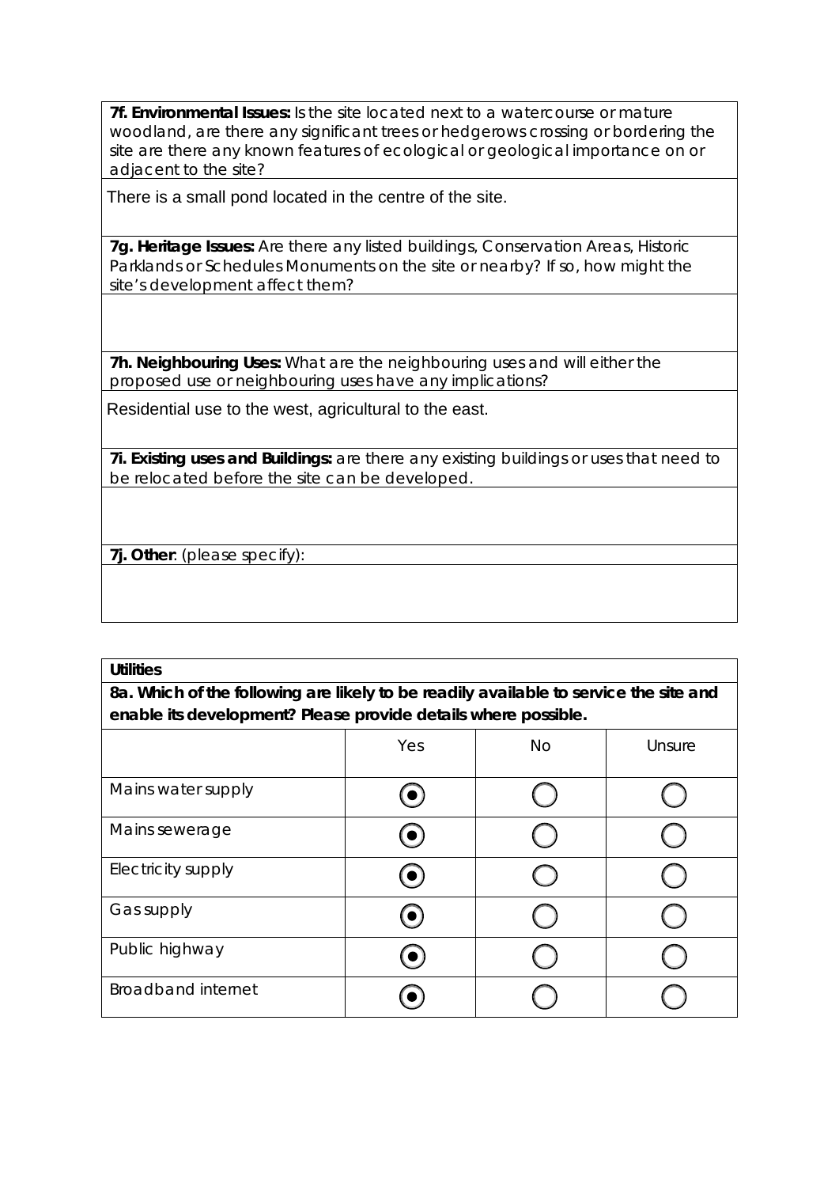**7f. Environmental Issues:** Is the site located next to a watercourse or mature woodland, are there any significant trees or hedgerows crossing or bordering the site are there any known features of ecological or geological importance on or adjacent to the site?

There is a small pond located in the centre of the site.

**7g. Heritage Issues:** Are there any listed buildings, Conservation Areas, Historic Parklands or Schedules Monuments on the site or nearby? If so, how might the site's development affect them?

**7h. Neighbouring Uses:** What are the neighbouring uses and will either the proposed use or neighbouring uses have any implications?

Residential use to the west, agricultural to the east.

**7i. Existing uses and Buildings:** are there any existing buildings or uses that need to be relocated before the site can be developed.

**7j. Other**: (please specify):

**Utilities**

**8a. Which of the following are likely to be readily available to service the site and enable its development? Please provide details where possible.**

| | Yes | No | Unsure |
|---|---|---|---|
| Mains water supply | ◉ | ○ | ○ |
| Mains sewerage | ◉ | ○ | ○ |
| Electricity supply | ◉ | ○ | ○ |
| Gas supply | ◉ | ○ | ○ |
| Public highway | ◉ | ○ | ○ |
| Broadband internet | ◉ | ○ | ○ |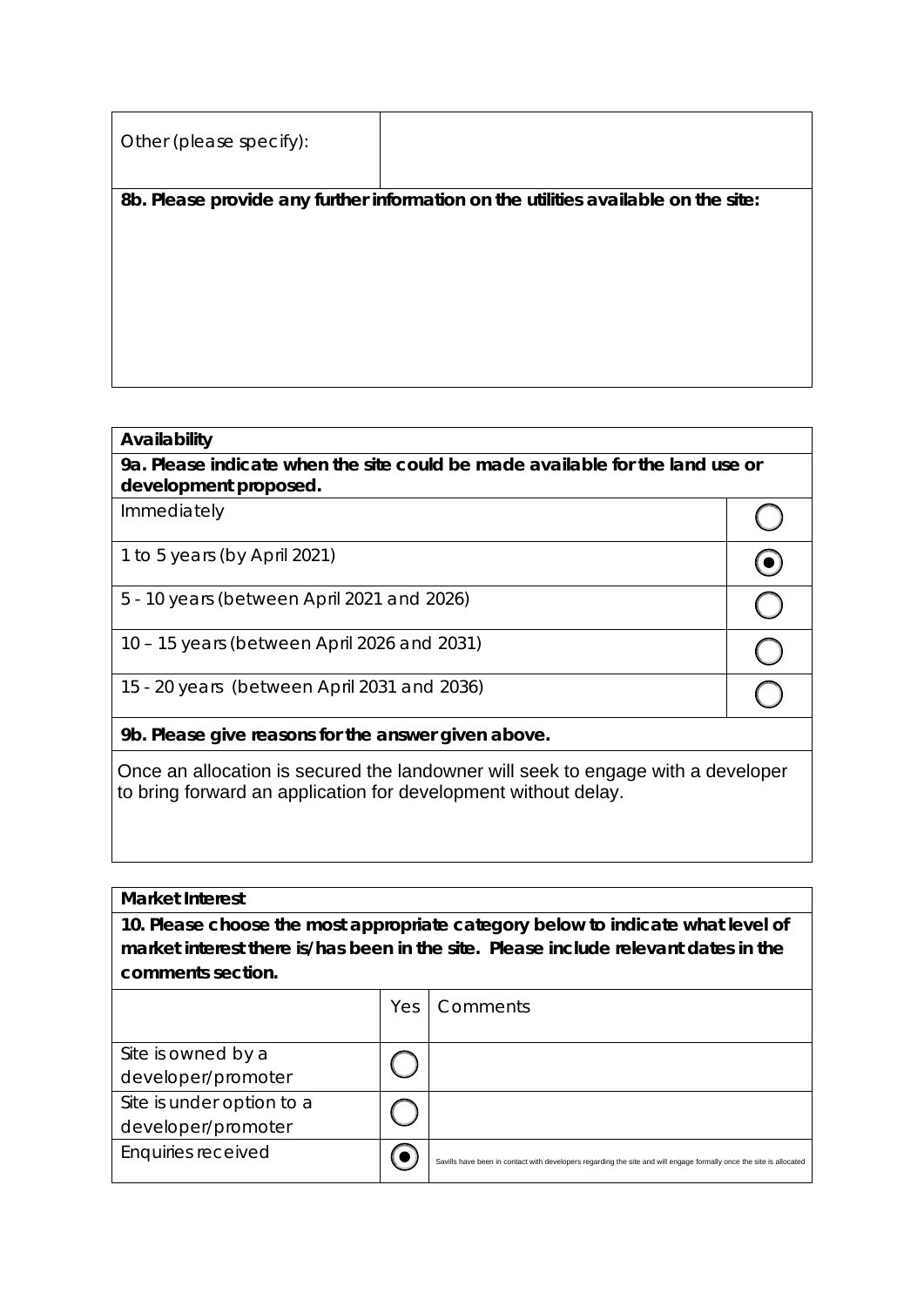| Other (please specify): | |
|---|---|

**8b. Please provide any further information on the utilities available on the site:**

| **Availability** | |
|---|---|
| **9a. Please indicate when the site could be made available for the land use or development proposed.** | |
| Immediately | ◯ |
| 1 to 5 years (by April 2021) | ◉ |
| 5 - 10 years (between April 2021 and 2026) | ◯ |
| 10 – 15 years (between April 2026 and 2031) | ◯ |
| 15 - 20 years (between April 2031 and 2036) | ◯ |

**9b. Please give reasons for the answer given above.**

Once an allocation is secured the landowner will seek to engage with a developer to bring forward an application for development without delay.

**Market Interest**

**10. Please choose the most appropriate category below to indicate what level of market interest there is/has been in the site. Please include relevant dates in the comments section.**

| | Yes | Comments |
|---|---|---|
| Site is owned by a developer/promoter | ◯ | |
| Site is under option to a developer/promoter | ◯ | |
| Enquiries received | ◉ | Savills have been in contact with developers regarding the site and will engage formally once the site is allocated |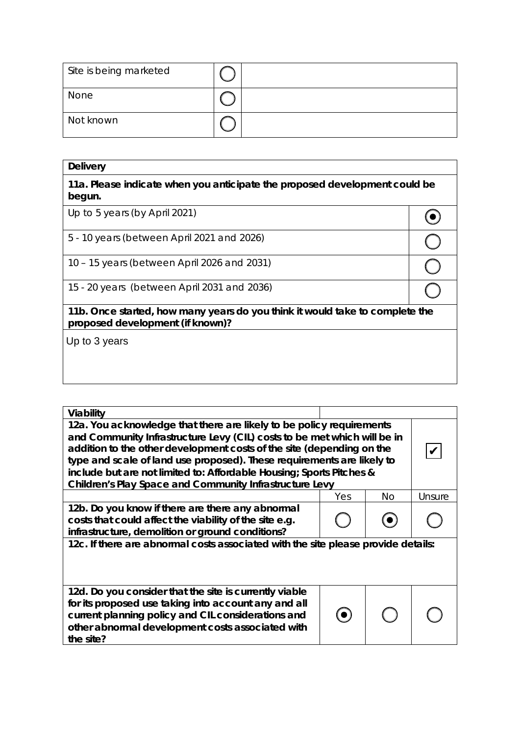| Site is being marketed | ○ | |
|---|---|---|
| None | ○ | |
| Not known | ○ | |

| **Delivery** | |
|---|---|
| **11a. Please indicate when you anticipate the proposed development could be begun.** | |
| Up to 5 years (by April 2021) | ◉ |
| 5 - 10 years (between April 2021 and 2026) | ○ |
| 10 – 15 years (between April 2026 and 2031) | ○ |
| 15 - 20 years (between April 2031 and 2036) | ○ |
| **11b. Once started, how many years do you think it would take to complete the proposed development (if known)?** | |
| Up to 3 years | |

| **Viability** | | | |
|---|---|---|---|
| **12a. You acknowledge that there are likely to be policy requirements and Community Infrastructure Levy (CIL) costs to be met which will be in addition to the other development costs of the site (depending on the type and scale of land use proposed). These requirements are likely to include but are not limited to: Affordable Housing; Sports Pitches & Children's Play Space and Community Infrastructure Levy** | | | ✔ |
| | Yes | No | Unsure |
| **12b. Do you know if there are there any abnormal costs that could affect the viability of the site e.g. infrastructure, demolition or ground conditions?** | ○ | ◉ | ○ |
| **12c. If there are abnormal costs associated with the site please provide details:** | | | |
| **12d. Do you consider that the site is currently viable for its proposed use taking into account any and all current planning policy and CIL considerations and other abnormal development costs associated with the site?** | ◉ | ○ | ○ |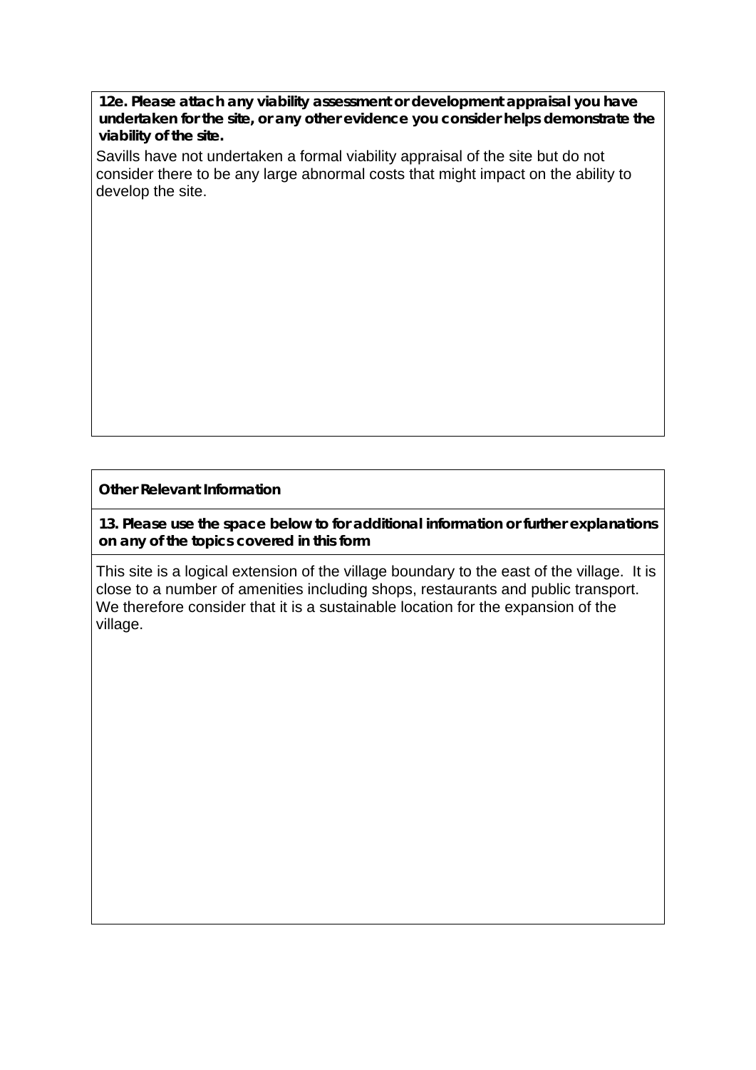**12e. Please attach any viability assessment or development appraisal you have undertaken for the site, or any other evidence you consider helps demonstrate the viability of the site.**

Savills have not undertaken a formal viability appraisal of the site but do not consider there to be any large abnormal costs that might impact on the ability to develop the site.

**Other Relevant Information**

**13. Please use the space below to for additional information or further explanations on any of the topics covered in this form**

This site is a logical extension of the village boundary to the east of the village. It is close to a number of amenities including shops, restaurants and public transport. We therefore consider that it is a sustainable location for the expansion of the village.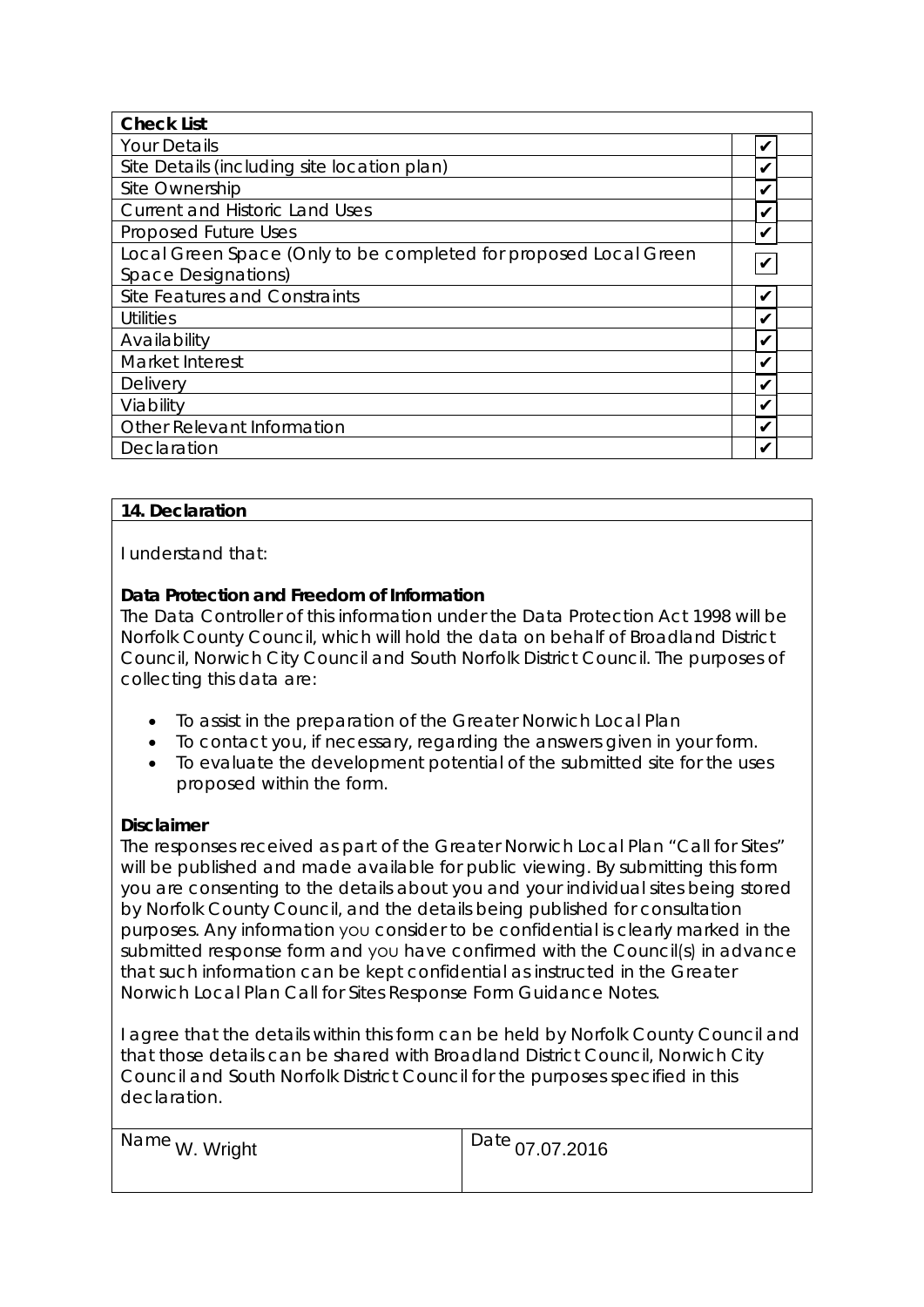| **Check List** | |
|---|---|
| Your Details | ✔ |
| Site Details (including site location plan) | ✔ |
| Site Ownership | ✔ |
| Current and Historic Land Uses | ✔ |
| Proposed Future Uses | ✔ |
| Local Green Space (Only to be completed for proposed Local Green Space Designations) | ✔ |
| Site Features and Constraints | ✔ |
| Utilities | ✔ |
| Availability | ✔ |
| Market Interest | ✔ |
| Delivery | ✔ |
| Viability | ✔ |
| Other Relevant Information | ✔ |
| Declaration | ✔ |

## 14. Declaration

I understand that:

**Data Protection and Freedom of Information**

The Data Controller of this information under the Data Protection Act 1998 will be Norfolk County Council, which will hold the data on behalf of Broadland District Council, Norwich City Council and South Norfolk District Council. The purposes of collecting this data are:

- To assist in the preparation of the Greater Norwich Local Plan
- To contact you, if necessary, regarding the answers given in your form.
- To evaluate the development potential of the submitted site for the uses proposed within the form.

**Disclaimer**

The responses received as part of the Greater Norwich Local Plan "Call for Sites" will be published and made available for public viewing. By submitting this form you are consenting to the details about you and your individual sites being stored by Norfolk County Council, and the details being published for consultation purposes. Any information you consider to be confidential is clearly marked in the submitted response form and you have confirmed with the Council(s) in advance that such information can be kept confidential as instructed in the Greater Norwich Local Plan Call for Sites Response Form Guidance Notes.

I agree that the details within this form can be held by Norfolk County Council and that those details can be shared with Broadland District Council, Norwich City Council and South Norfolk District Council for the purposes specified in this declaration.

| | |
|---|---|
| Name W. Wright | Date 07.07.2016 |